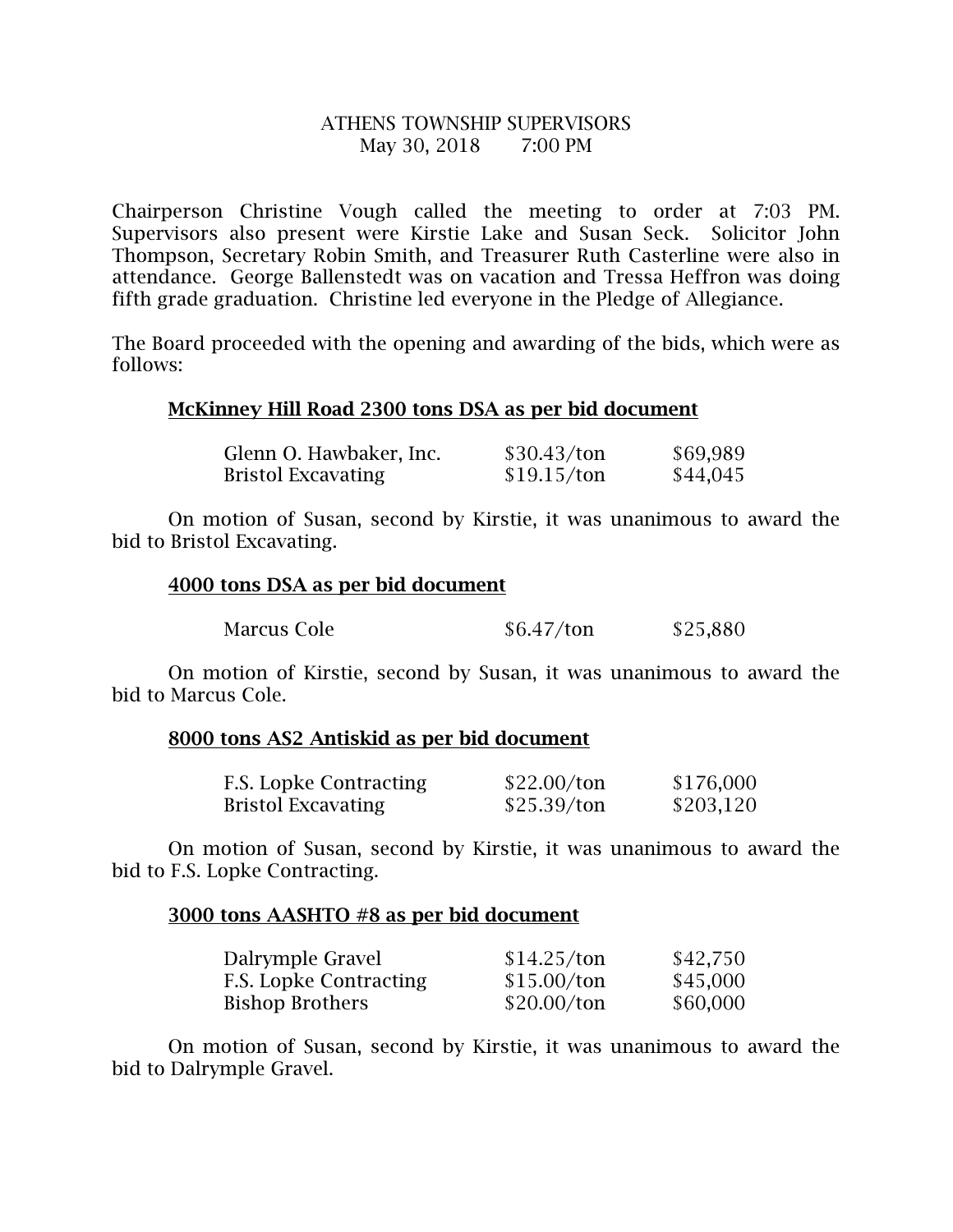ATHENS TOWNSHIP SUPERVISORS
May 30, 2018 7:00 PM

Chairperson Christine Vough called the meeting to order at 7:03 PM. Supervisors also present were Kirstie Lake and Susan Seck. Solicitor John Thompson, Secretary Robin Smith, and Treasurer Ruth Casterline were also in attendance. George Ballenstedt was on vacation and Tressa Heffron was doing fifth grade graduation. Christine led everyone in the Pledge of Allegiance.

The Board proceeded with the opening and awarding of the bids, which were as follows:

**McKinney Hill Road 2300 tons DSA as per bid document**

| | | |
|---|---|---|
| Glenn O. Hawbaker, Inc. | $30.43/ton | $69,989 |
| Bristol Excavating | $19.15/ton | $44,045 |

On motion of Susan, second by Kirstie, it was unanimous to award the bid to Bristol Excavating.

**4000 tons DSA as per bid document**

| | | |
|---|---|---|
| Marcus Cole | $6.47/ton | $25,880 |

On motion of Kirstie, second by Susan, it was unanimous to award the bid to Marcus Cole.

**8000 tons AS2 Antiskid as per bid document**

| | | |
|---|---|---|
| F.S. Lopke Contracting | $22.00/ton | $176,000 |
| Bristol Excavating | $25.39/ton | $203,120 |

On motion of Susan, second by Kirstie, it was unanimous to award the bid to F.S. Lopke Contracting.

**3000 tons AASHTO #8 as per bid document**

| | | |
|---|---|---|
| Dalrymple Gravel | $14.25/ton | $42,750 |
| F.S. Lopke Contracting | $15.00/ton | $45,000 |
| Bishop Brothers | $20.00/ton | $60,000 |

On motion of Susan, second by Kirstie, it was unanimous to award the bid to Dalrymple Gravel.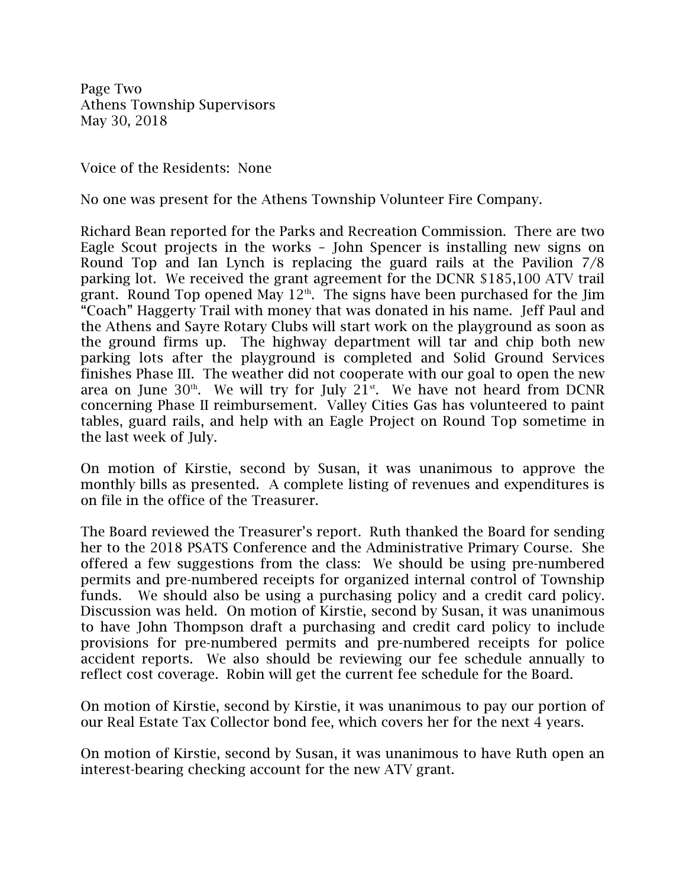Voice of the Residents: None

No one was present for the Athens Township Volunteer Fire Company.

Richard Bean reported for the Parks and Recreation Commission. There are two Eagle Scout projects in the works – John Spencer is installing new signs on Round Top and Ian Lynch is replacing the guard rails at the Pavilion 7/8 parking lot. We received the grant agreement for the DCNR $185,100 ATV trail grant. Round Top opened May 12th. The signs have been purchased for the Jim "Coach" Haggerty Trail with money that was donated in his name. Jeff Paul and the Athens and Sayre Rotary Clubs will start work on the playground as soon as the ground firms up. The highway department will tar and chip both new parking lots after the playground is completed and Solid Ground Services finishes Phase III. The weather did not cooperate with our goal to open the new area on June 30th. We will try for July 21st. We have not heard from DCNR concerning Phase II reimbursement. Valley Cities Gas has volunteered to paint tables, guard rails, and help with an Eagle Project on Round Top sometime in the last week of July.

On motion of Kirstie, second by Susan, it was unanimous to approve the monthly bills as presented. A complete listing of revenues and expenditures is on file in the office of the Treasurer.

The Board reviewed the Treasurer's report. Ruth thanked the Board for sending her to the 2018 PSATS Conference and the Administrative Primary Course. She offered a few suggestions from the class: We should be using pre-numbered permits and pre-numbered receipts for organized internal control of Township funds. We should also be using a purchasing policy and a credit card policy. Discussion was held. On motion of Kirstie, second by Susan, it was unanimous to have John Thompson draft a purchasing and credit card policy to include provisions for pre-numbered permits and pre-numbered receipts for police accident reports. We also should be reviewing our fee schedule annually to reflect cost coverage. Robin will get the current fee schedule for the Board.

On motion of Kirstie, second by Kirstie, it was unanimous to pay our portion of our Real Estate Tax Collector bond fee, which covers her for the next 4 years.

On motion of Kirstie, second by Susan, it was unanimous to have Ruth open an interest-bearing checking account for the new ATV grant.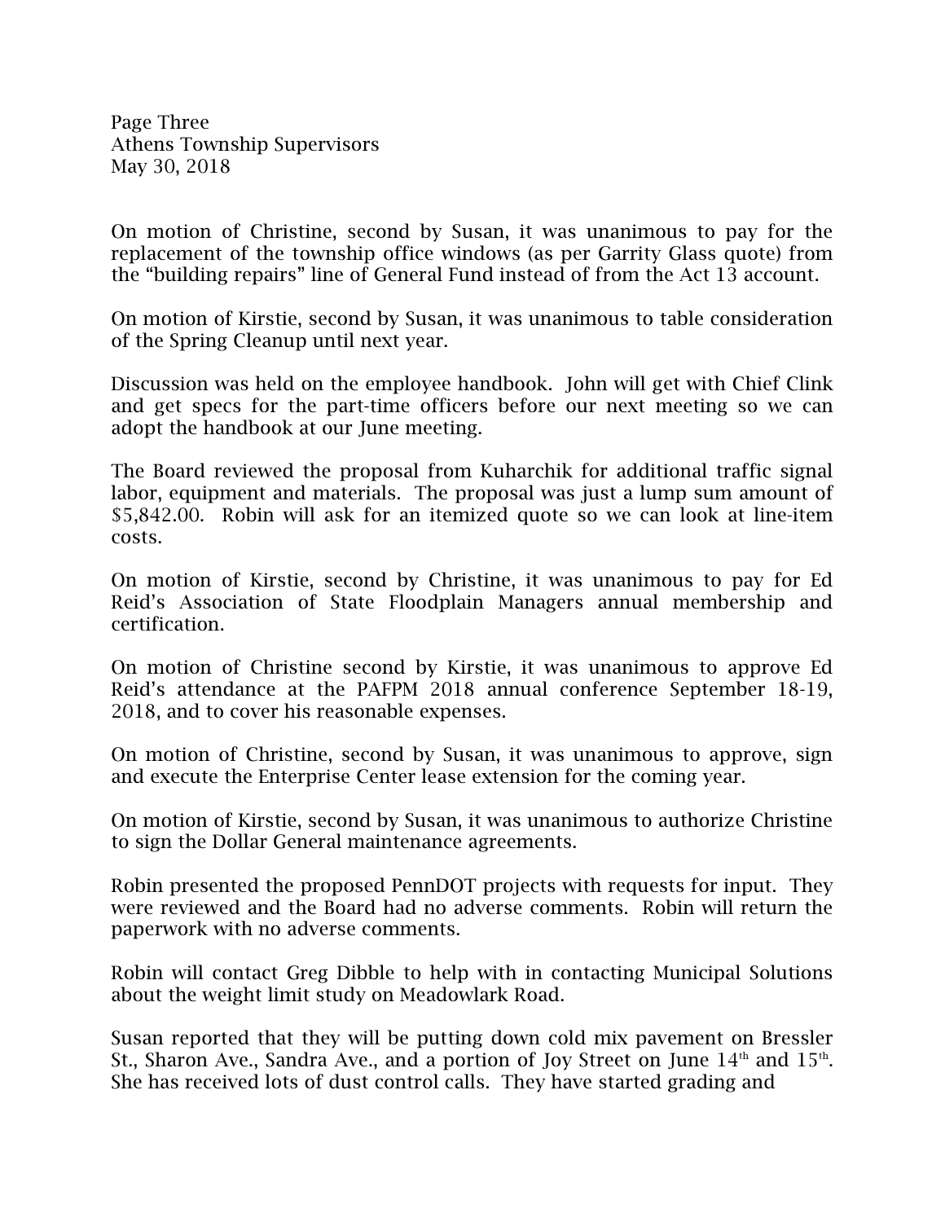On motion of Christine, second by Susan, it was unanimous to pay for the replacement of the township office windows (as per Garrity Glass quote) from the "building repairs" line of General Fund instead of from the Act 13 account.

On motion of Kirstie, second by Susan, it was unanimous to table consideration of the Spring Cleanup until next year.

Discussion was held on the employee handbook. John will get with Chief Clink and get specs for the part-time officers before our next meeting so we can adopt the handbook at our June meeting.

The Board reviewed the proposal from Kuharchik for additional traffic signal labor, equipment and materials. The proposal was just a lump sum amount of $5,842.00. Robin will ask for an itemized quote so we can look at line-item costs.

On motion of Kirstie, second by Christine, it was unanimous to pay for Ed Reid's Association of State Floodplain Managers annual membership and certification.

On motion of Christine second by Kirstie, it was unanimous to approve Ed Reid's attendance at the PAFPM 2018 annual conference September 18-19, 2018, and to cover his reasonable expenses.

On motion of Christine, second by Susan, it was unanimous to approve, sign and execute the Enterprise Center lease extension for the coming year.

On motion of Kirstie, second by Susan, it was unanimous to authorize Christine to sign the Dollar General maintenance agreements.

Robin presented the proposed PennDOT projects with requests for input. They were reviewed and the Board had no adverse comments. Robin will return the paperwork with no adverse comments.

Robin will contact Greg Dibble to help with in contacting Municipal Solutions about the weight limit study on Meadowlark Road.

Susan reported that they will be putting down cold mix pavement on Bressler St., Sharon Ave., Sandra Ave., and a portion of Joy Street on June 14th and 15th. She has received lots of dust control calls. They have started grading and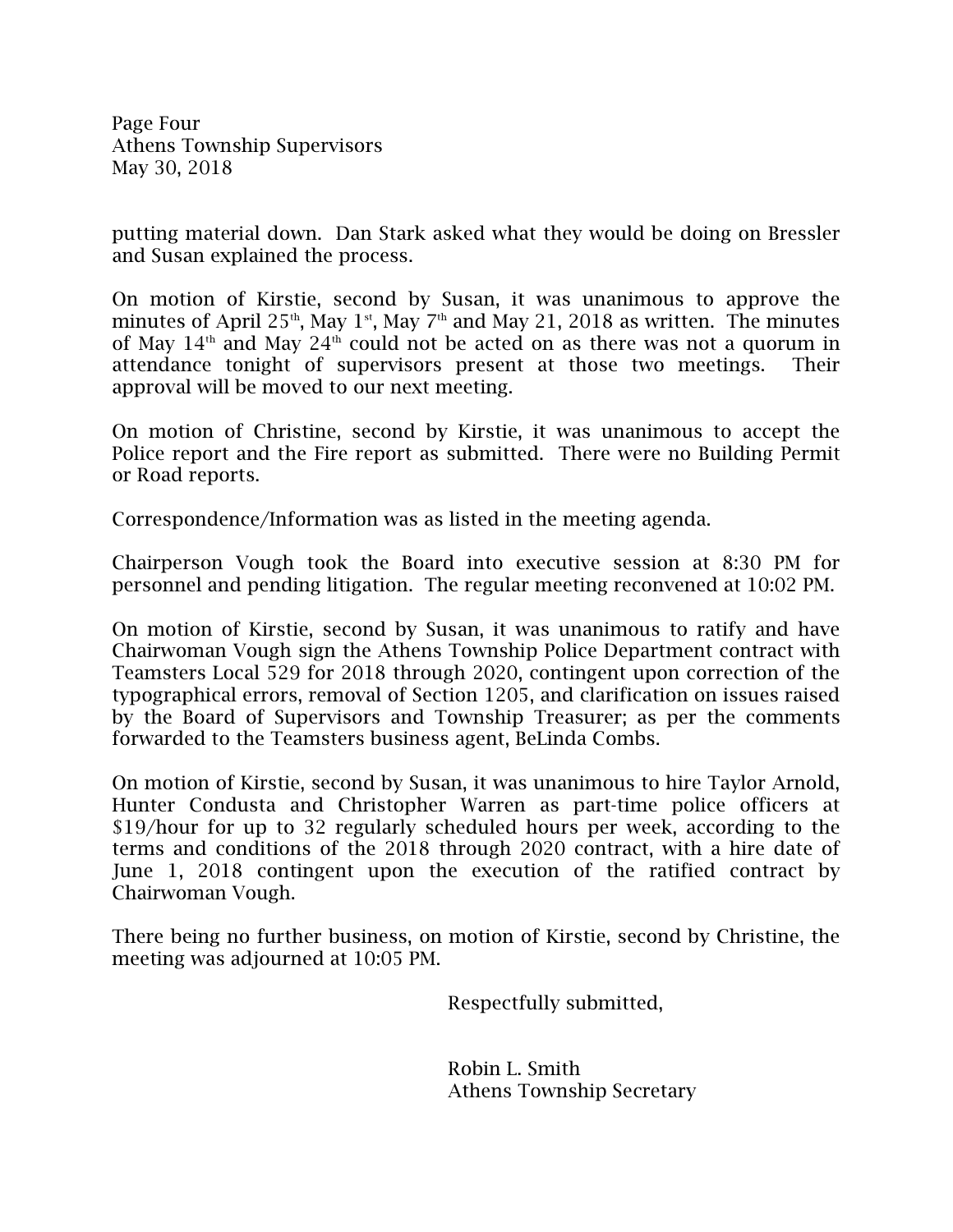putting material down. Dan Stark asked what they would be doing on Bressler and Susan explained the process.

On motion of Kirstie, second by Susan, it was unanimous to approve the minutes of April 25th, May 1st, May 7th and May 21, 2018 as written. The minutes of May 14th and May 24th could not be acted on as there was not a quorum in attendance tonight of supervisors present at those two meetings. Their approval will be moved to our next meeting.

On motion of Christine, second by Kirstie, it was unanimous to accept the Police report and the Fire report as submitted. There were no Building Permit or Road reports.

Correspondence/Information was as listed in the meeting agenda.

Chairperson Vough took the Board into executive session at 8:30 PM for personnel and pending litigation. The regular meeting reconvened at 10:02 PM.

On motion of Kirstie, second by Susan, it was unanimous to ratify and have Chairwoman Vough sign the Athens Township Police Department contract with Teamsters Local 529 for 2018 through 2020, contingent upon correction of the typographical errors, removal of Section 1205, and clarification on issues raised by the Board of Supervisors and Township Treasurer; as per the comments forwarded to the Teamsters business agent, BeLinda Combs.

On motion of Kirstie, second by Susan, it was unanimous to hire Taylor Arnold, Hunter Condusta and Christopher Warren as part-time police officers at $19/hour for up to 32 regularly scheduled hours per week, according to the terms and conditions of the 2018 through 2020 contract, with a hire date of June 1, 2018 contingent upon the execution of the ratified contract by Chairwoman Vough.

There being no further business, on motion of Kirstie, second by Christine, the meeting was adjourned at 10:05 PM.

Respectfully submitted,

Robin L. Smith
Athens Township Secretary